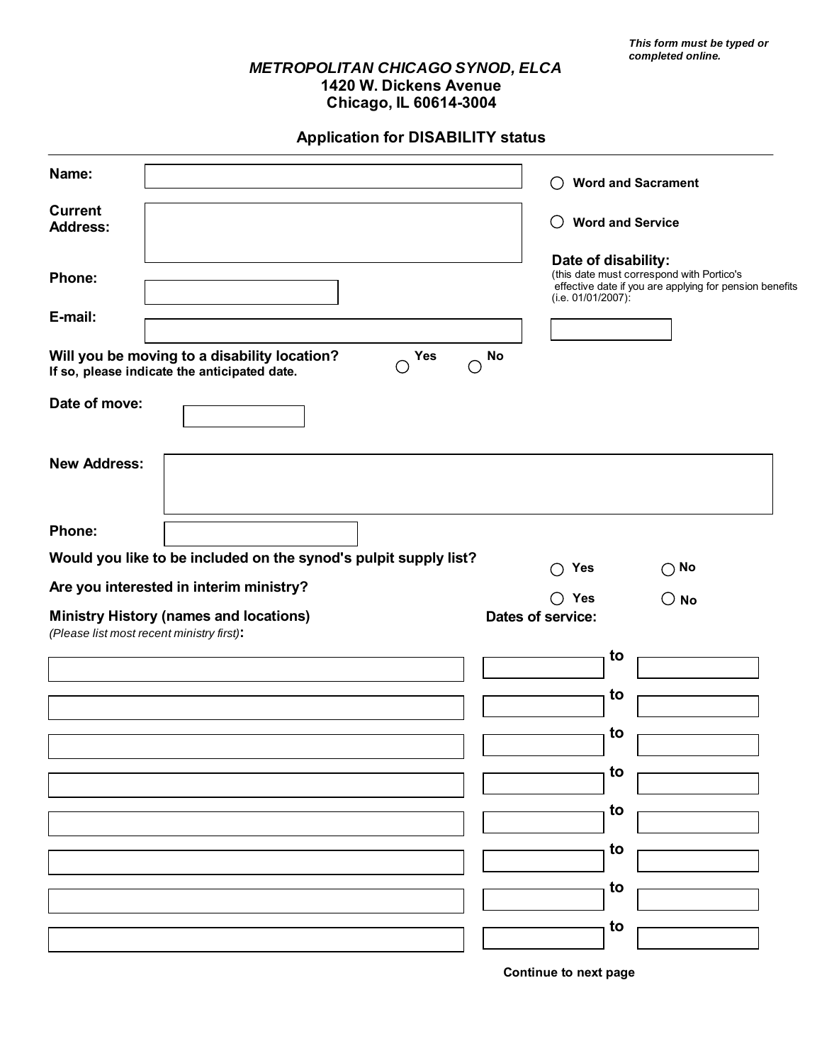*This form must be typed or completed online.*

*METROPOLITAN CHICAGO SYNOD, ELCA*
**1420 W. Dickens Avenue**
**Chicago, IL 60614-3004**

## Application for DISABILITY status

**Name:**

**Current Address:**

**Phone:**

**E-mail:**

○ **Word and Sacrament**

○ **Word and Service**

**Date of disability:**
(this date must correspond with Portico's effective date if you are applying for pension benefits (i.e. 01/01/2007):

**Will you be moving to a disability location?** ○ **Yes** ○ **No**
**If so, please indicate the anticipated date.**

**Date of move:**

**New Address:**

**Phone:**

**Would you like to be included on the synod's pulpit supply list?** ○ **Yes** ○ **No**

**Are you interested in interim ministry?** ○ **Yes** ○ **No**

**Ministry History (names and locations)**
*(Please list most recent ministry first)*:

| Ministry History (names and locations) | Dates of service: | | |
|---|---|---|---|
| | | to | |
| | | to | |
| | | to | |
| | | to | |
| | | to | |
| | | to | |
| | | to | |
| | | to | |

**Continue to next page**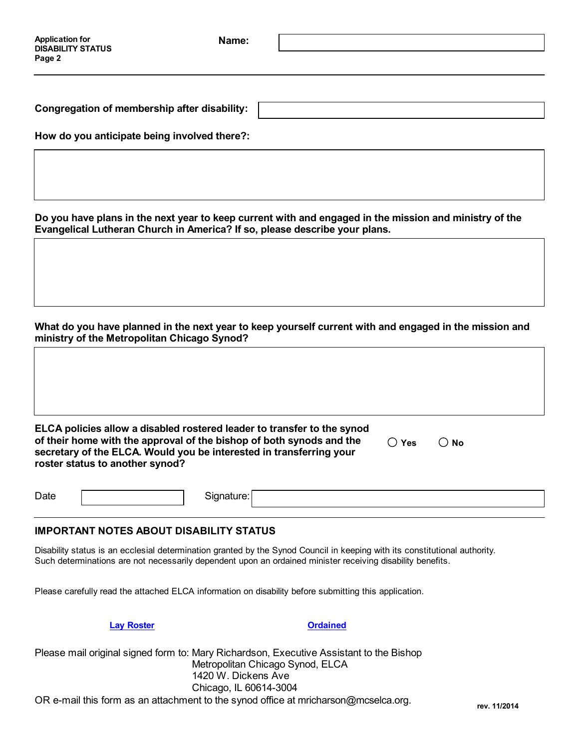**Application for DISABILITY STATUS**
**Page 2**

**Name:**

---

**Congregation of membership after disability:**

**How do you anticipate being involved there?:**

**Do you have plans in the next year to keep current with and engaged in the mission and ministry of the Evangelical Lutheran Church in America? If so, please describe your plans.**

**What do you have planned in the next year to keep yourself current with and engaged in the mission and ministry of the Metropolitan Chicago Synod?**

**ELCA policies allow a disabled rostered leader to transfer to the synod of their home with the approval of the bishop of both synods and the secretary of the ELCA. Would you be interested in transferring your roster status to another synod?** ○ **Yes** ○ **No**

Date Signature:

---

## IMPORTANT NOTES ABOUT DISABILITY STATUS

Disability status is an ecclesial determination granted by the Synod Council in keeping with its constitutional authority. Such determinations are not necessarily dependent upon an ordained minister receiving disability benefits.

Please carefully read the attached ELCA information on disability before submitting this application.

**Lay Roster** **Ordained**

Please mail original signed form to: Mary Richardson, Executive Assistant to the Bishop
Metropolitan Chicago Synod, ELCA
1420 W. Dickens Ave
Chicago, IL 60614-3004

OR e-mail this form as an attachment to the synod office at mricharson@mcselca.org.

rev. 11/2014